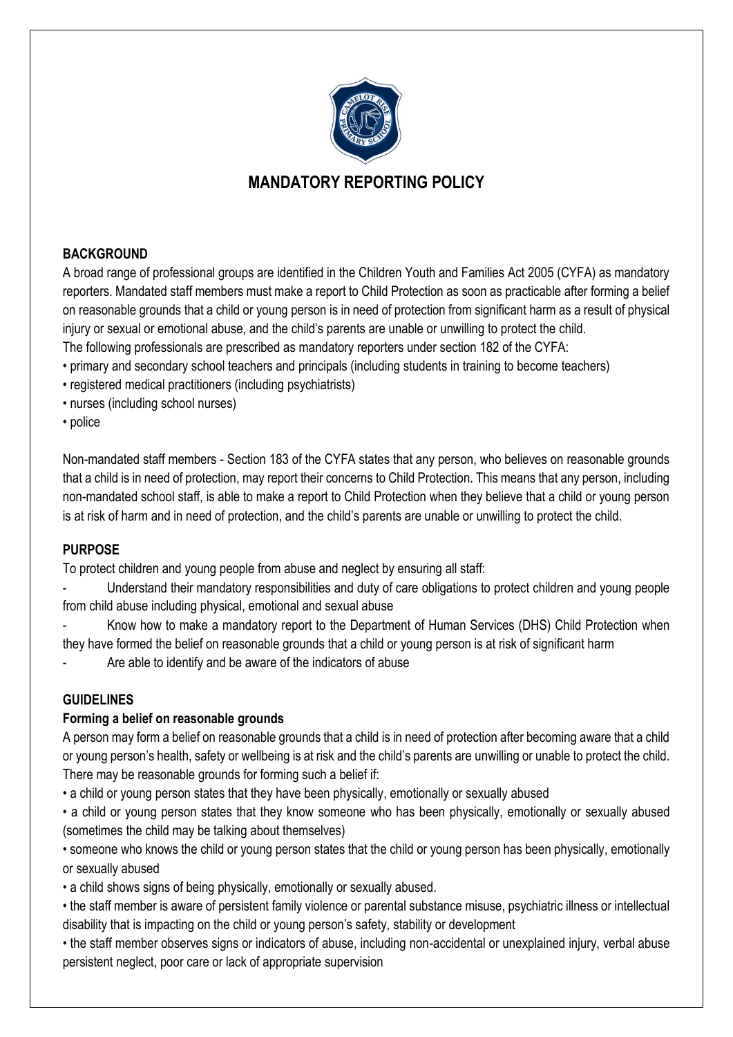# MANDATORY REPORTING POLICY

## BACKGROUND

A broad range of professional groups are identified in the Children Youth and Families Act 2005 (CYFA) as mandatory reporters. Mandated staff members must make a report to Child Protection as soon as practicable after forming a belief on reasonable grounds that a child or young person is in need of protection from significant harm as a result of physical injury or sexual or emotional abuse, and the child's parents are unable or unwilling to protect the child.

The following professionals are prescribed as mandatory reporters under section 182 of the CYFA:

- primary and secondary school teachers and principals (including students in training to become teachers)
- registered medical practitioners (including psychiatrists)
- nurses (including school nurses)
- police

Non-mandated staff members - Section 183 of the CYFA states that any person, who believes on reasonable grounds that a child is in need of protection, may report their concerns to Child Protection. This means that any person, including non-mandated school staff, is able to make a report to Child Protection when they believe that a child or young person is at risk of harm and in need of protection, and the child's parents are unable or unwilling to protect the child.

## PURPOSE

To protect children and young people from abuse and neglect by ensuring all staff:

- Understand their mandatory responsibilities and duty of care obligations to protect children and young people from child abuse including physical, emotional and sexual abuse
- Know how to make a mandatory report to the Department of Human Services (DHS) Child Protection when they have formed the belief on reasonable grounds that a child or young person is at risk of significant harm
- Are able to identify and be aware of the indicators of abuse

## GUIDELINES

### Forming a belief on reasonable grounds

A person may form a belief on reasonable grounds that a child is in need of protection after becoming aware that a child or young person's health, safety or wellbeing is at risk and the child's parents are unwilling or unable to protect the child. There may be reasonable grounds for forming such a belief if:

- a child or young person states that they have been physically, emotionally or sexually abused
- a child or young person states that they know someone who has been physically, emotionally or sexually abused (sometimes the child may be talking about themselves)
- someone who knows the child or young person states that the child or young person has been physically, emotionally or sexually abused
- a child shows signs of being physically, emotionally or sexually abused.
- the staff member is aware of persistent family violence or parental substance misuse, psychiatric illness or intellectual disability that is impacting on the child or young person's safety, stability or development
- the staff member observes signs or indicators of abuse, including non-accidental or unexplained injury, verbal abuse persistent neglect, poor care or lack of appropriate supervision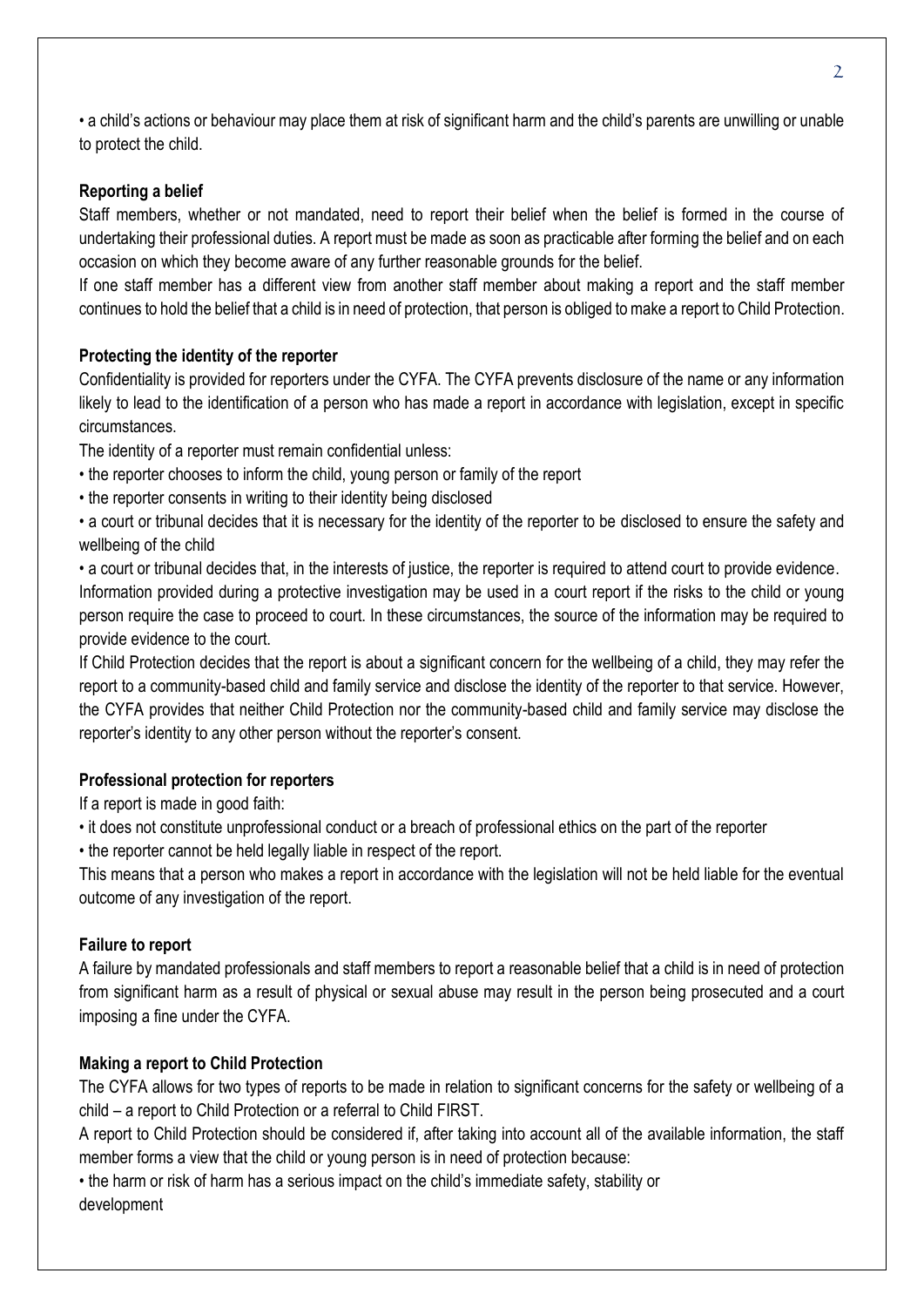• a child's actions or behaviour may place them at risk of significant harm and the child's parents are unwilling or unable to protect the child.

**Reporting a belief**

Staff members, whether or not mandated, need to report their belief when the belief is formed in the course of undertaking their professional duties. A report must be made as soon as practicable after forming the belief and on each occasion on which they become aware of any further reasonable grounds for the belief.

If one staff member has a different view from another staff member about making a report and the staff member continues to hold the belief that a child is in need of protection, that person is obliged to make a report to Child Protection.

**Protecting the identity of the reporter**

Confidentiality is provided for reporters under the CYFA. The CYFA prevents disclosure of the name or any information likely to lead to the identification of a person who has made a report in accordance with legislation, except in specific circumstances.

The identity of a reporter must remain confidential unless:

- the reporter chooses to inform the child, young person or family of the report
- the reporter consents in writing to their identity being disclosed
- a court or tribunal decides that it is necessary for the identity of the reporter to be disclosed to ensure the safety and wellbeing of the child
- a court or tribunal decides that, in the interests of justice, the reporter is required to attend court to provide evidence.

Information provided during a protective investigation may be used in a court report if the risks to the child or young person require the case to proceed to court. In these circumstances, the source of the information may be required to provide evidence to the court.

If Child Protection decides that the report is about a significant concern for the wellbeing of a child, they may refer the report to a community-based child and family service and disclose the identity of the reporter to that service. However, the CYFA provides that neither Child Protection nor the community-based child and family service may disclose the reporter's identity to any other person without the reporter's consent.

**Professional protection for reporters**

If a report is made in good faith:

- it does not constitute unprofessional conduct or a breach of professional ethics on the part of the reporter
- the reporter cannot be held legally liable in respect of the report.

This means that a person who makes a report in accordance with the legislation will not be held liable for the eventual outcome of any investigation of the report.

**Failure to report**

A failure by mandated professionals and staff members to report a reasonable belief that a child is in need of protection from significant harm as a result of physical or sexual abuse may result in the person being prosecuted and a court imposing a fine under the CYFA.

**Making a report to Child Protection**

The CYFA allows for two types of reports to be made in relation to significant concerns for the safety or wellbeing of a child – a report to Child Protection or a referral to Child FIRST.

A report to Child Protection should be considered if, after taking into account all of the available information, the staff member forms a view that the child or young person is in need of protection because:

- the harm or risk of harm has a serious impact on the child's immediate safety, stability or development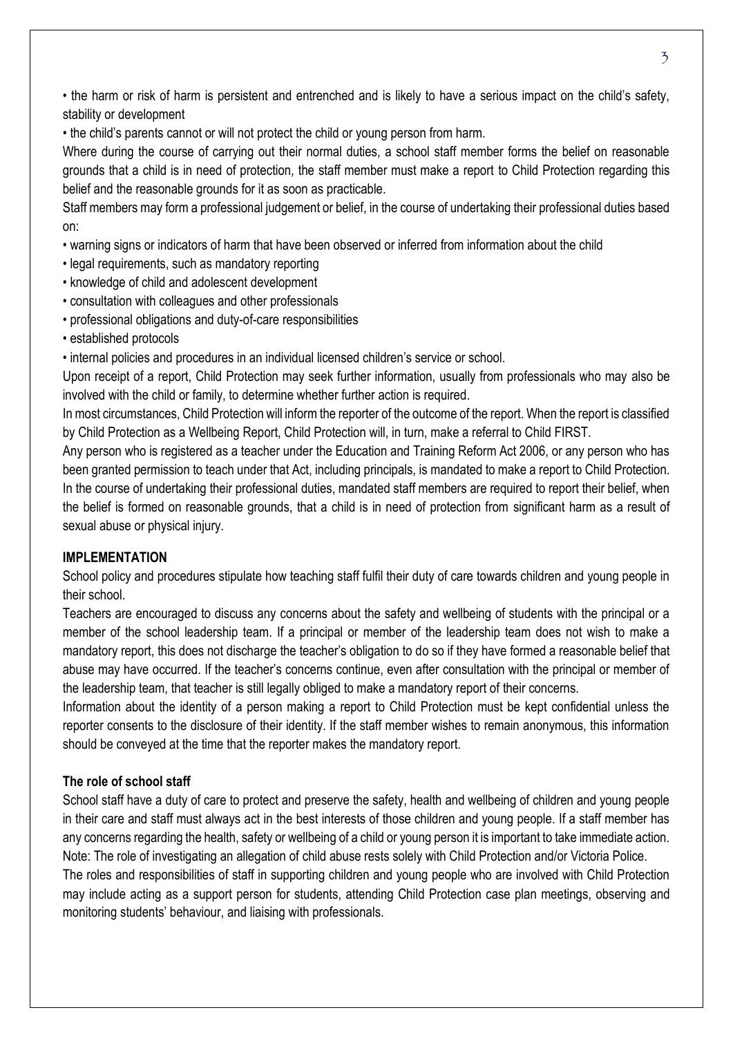- the harm or risk of harm is persistent and entrenched and is likely to have a serious impact on the child's safety, stability or development
- the child's parents cannot or will not protect the child or young person from harm.

Where during the course of carrying out their normal duties, a school staff member forms the belief on reasonable grounds that a child is in need of protection, the staff member must make a report to Child Protection regarding this belief and the reasonable grounds for it as soon as practicable.

Staff members may form a professional judgement or belief, in the course of undertaking their professional duties based on:

- warning signs or indicators of harm that have been observed or inferred from information about the child
- legal requirements, such as mandatory reporting
- knowledge of child and adolescent development
- consultation with colleagues and other professionals
- professional obligations and duty-of-care responsibilities
- established protocols
- internal policies and procedures in an individual licensed children's service or school.

Upon receipt of a report, Child Protection may seek further information, usually from professionals who may also be involved with the child or family, to determine whether further action is required.

In most circumstances, Child Protection will inform the reporter of the outcome of the report. When the report is classified by Child Protection as a Wellbeing Report, Child Protection will, in turn, make a referral to Child FIRST.

Any person who is registered as a teacher under the Education and Training Reform Act 2006, or any person who has been granted permission to teach under that Act, including principals, is mandated to make a report to Child Protection. In the course of undertaking their professional duties, mandated staff members are required to report their belief, when the belief is formed on reasonable grounds, that a child is in need of protection from significant harm as a result of sexual abuse or physical injury.

**IMPLEMENTATION**

School policy and procedures stipulate how teaching staff fulfil their duty of care towards children and young people in their school.

Teachers are encouraged to discuss any concerns about the safety and wellbeing of students with the principal or a member of the school leadership team. If a principal or member of the leadership team does not wish to make a mandatory report, this does not discharge the teacher's obligation to do so if they have formed a reasonable belief that abuse may have occurred. If the teacher's concerns continue, even after consultation with the principal or member of the leadership team, that teacher is still legally obliged to make a mandatory report of their concerns.

Information about the identity of a person making a report to Child Protection must be kept confidential unless the reporter consents to the disclosure of their identity. If the staff member wishes to remain anonymous, this information should be conveyed at the time that the reporter makes the mandatory report.

**The role of school staff**

School staff have a duty of care to protect and preserve the safety, health and wellbeing of children and young people in their care and staff must always act in the best interests of those children and young people. If a staff member has any concerns regarding the health, safety or wellbeing of a child or young person it is important to take immediate action. Note: The role of investigating an allegation of child abuse rests solely with Child Protection and/or Victoria Police.

The roles and responsibilities of staff in supporting children and young people who are involved with Child Protection may include acting as a support person for students, attending Child Protection case plan meetings, observing and monitoring students' behaviour, and liaising with professionals.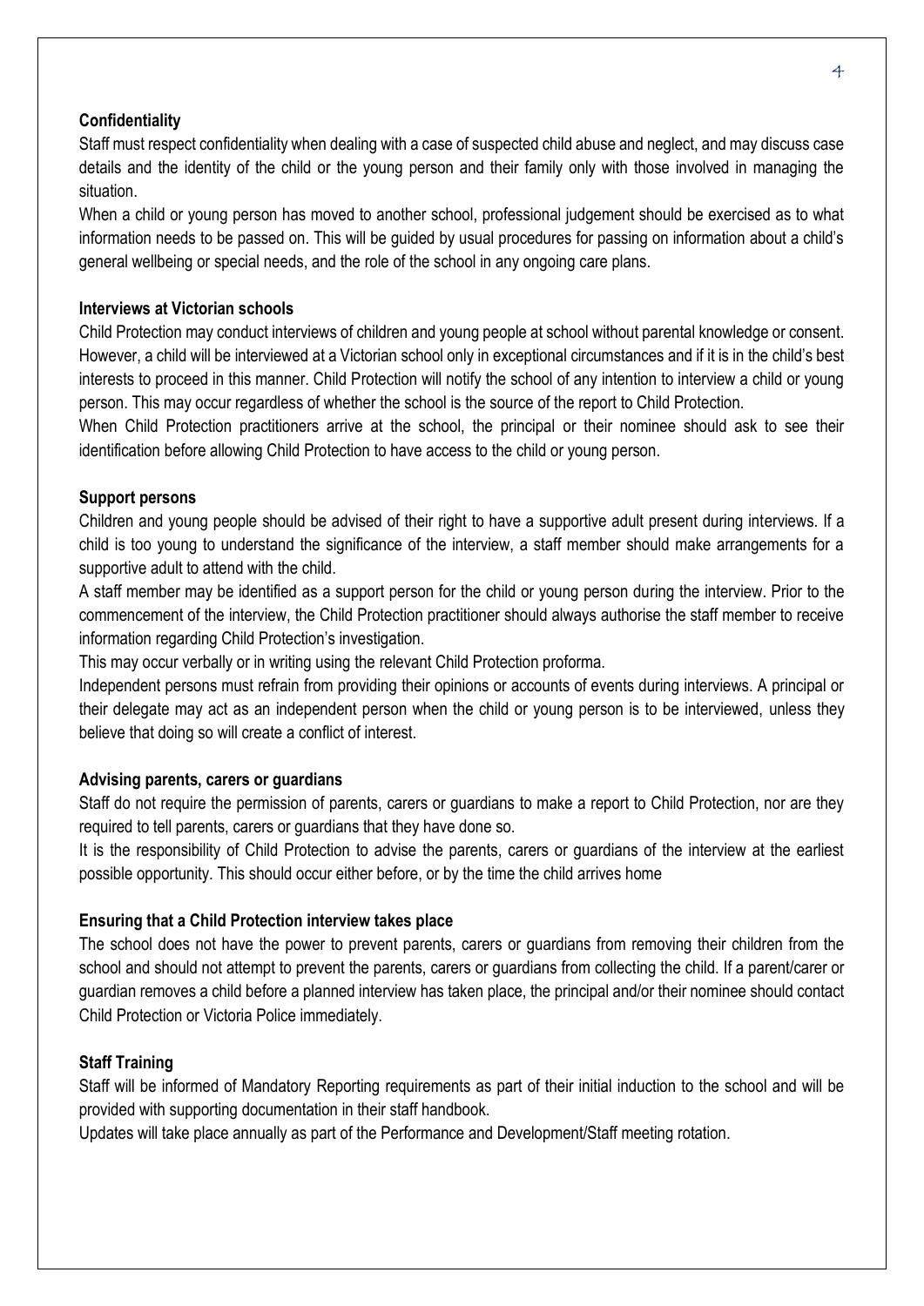**Confidentiality**

Staff must respect confidentiality when dealing with a case of suspected child abuse and neglect, and may discuss case details and the identity of the child or the young person and their family only with those involved in managing the situation.

When a child or young person has moved to another school, professional judgement should be exercised as to what information needs to be passed on. This will be guided by usual procedures for passing on information about a child's general wellbeing or special needs, and the role of the school in any ongoing care plans.

**Interviews at Victorian schools**

Child Protection may conduct interviews of children and young people at school without parental knowledge or consent. However, a child will be interviewed at a Victorian school only in exceptional circumstances and if it is in the child's best interests to proceed in this manner. Child Protection will notify the school of any intention to interview a child or young person. This may occur regardless of whether the school is the source of the report to Child Protection.

When Child Protection practitioners arrive at the school, the principal or their nominee should ask to see their identification before allowing Child Protection to have access to the child or young person.

**Support persons**

Children and young people should be advised of their right to have a supportive adult present during interviews. If a child is too young to understand the significance of the interview, a staff member should make arrangements for a supportive adult to attend with the child.

A staff member may be identified as a support person for the child or young person during the interview. Prior to the commencement of the interview, the Child Protection practitioner should always authorise the staff member to receive information regarding Child Protection's investigation.

This may occur verbally or in writing using the relevant Child Protection proforma.

Independent persons must refrain from providing their opinions or accounts of events during interviews. A principal or their delegate may act as an independent person when the child or young person is to be interviewed, unless they believe that doing so will create a conflict of interest.

**Advising parents, carers or guardians**

Staff do not require the permission of parents, carers or guardians to make a report to Child Protection, nor are they required to tell parents, carers or guardians that they have done so.

It is the responsibility of Child Protection to advise the parents, carers or guardians of the interview at the earliest possible opportunity. This should occur either before, or by the time the child arrives home

**Ensuring that a Child Protection interview takes place**

The school does not have the power to prevent parents, carers or guardians from removing their children from the school and should not attempt to prevent the parents, carers or guardians from collecting the child. If a parent/carer or guardian removes a child before a planned interview has taken place, the principal and/or their nominee should contact Child Protection or Victoria Police immediately.

**Staff Training**

Staff will be informed of Mandatory Reporting requirements as part of their initial induction to the school and will be provided with supporting documentation in their staff handbook.

Updates will take place annually as part of the Performance and Development/Staff meeting rotation.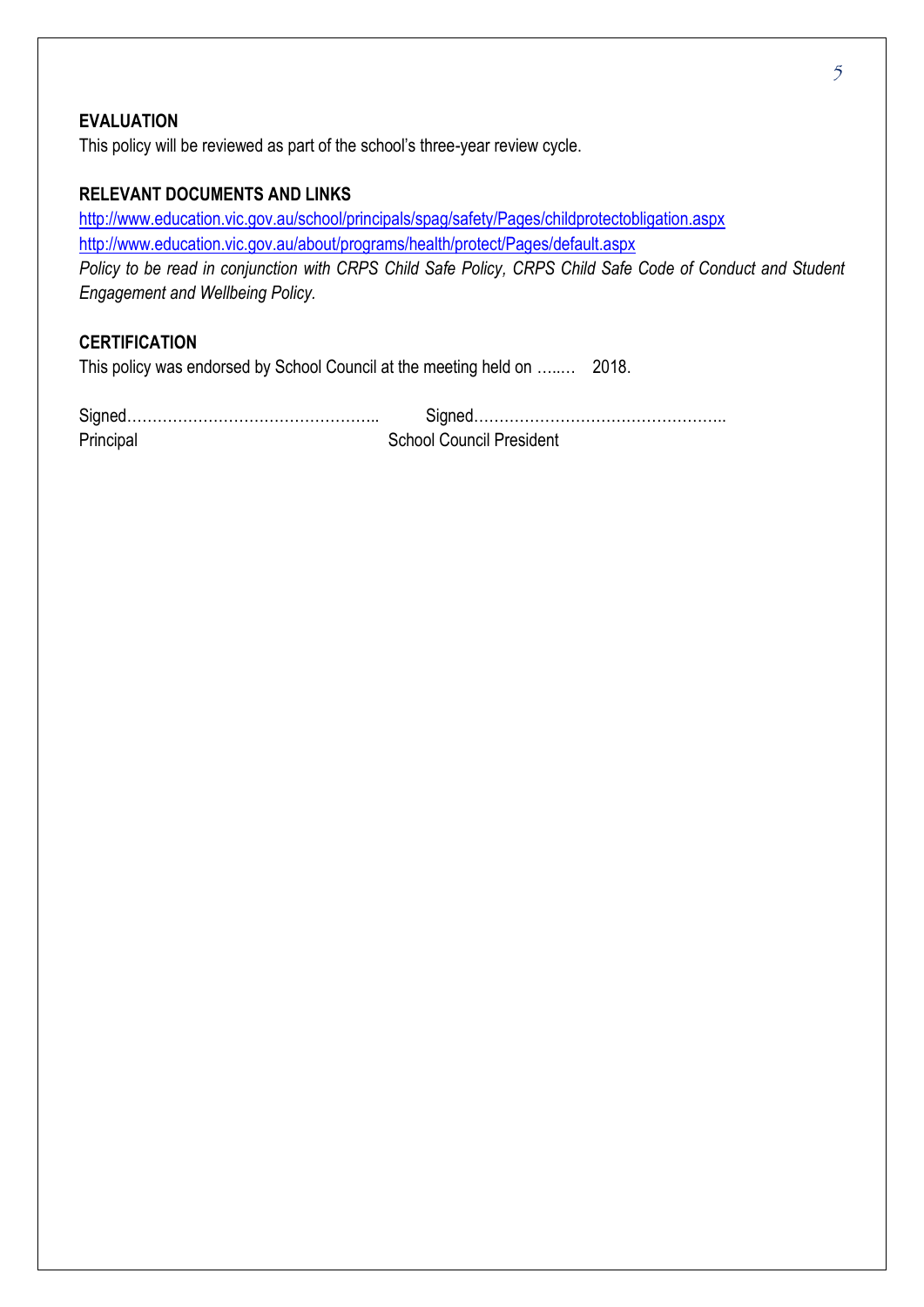## EVALUATION

This policy will be reviewed as part of the school's three-year review cycle.

## RELEVANT DOCUMENTS AND LINKS

http://www.education.vic.gov.au/school/principals/spag/safety/Pages/childprotectobligation.aspx
http://www.education.vic.gov.au/about/programs/health/protect/Pages/default.aspx
*Policy to be read in conjunction with CRPS Child Safe Policy, CRPS Child Safe Code of Conduct and Student Engagement and Wellbeing Policy.*

## CERTIFICATION

This policy was endorsed by School Council at the meeting held on …..… 2018.

Signed……………………………………….. Signed………………………………………..
Principal School Council President